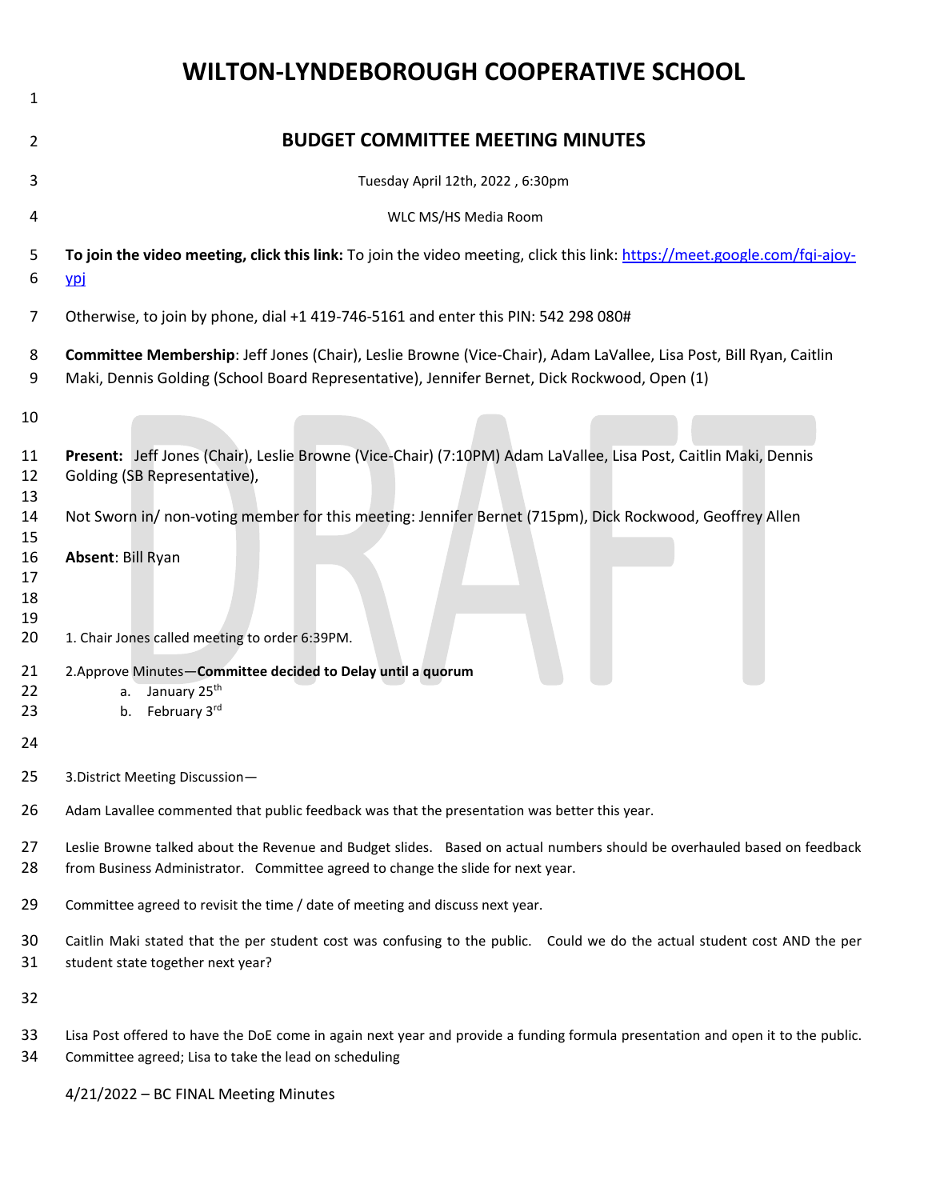# WILTON-LYNDEBOROUGH COOPERATIVE SCHOOL

## BUDGET COMMITTEE MEETING MINUTES

Tuesday April 12th, 2022 , 6:30pm

WLC MS/HS Media Room

**To join the video meeting, click this link:** To join the video meeting, click this link: https://meet.google.com/fqi-ajoy-ypj

Otherwise, to join by phone, dial +1 419-746-5161 and enter this PIN: 542 298 080#

**Committee Membership**: Jeff Jones (Chair), Leslie Browne (Vice-Chair), Adam LaVallee, Lisa Post, Bill Ryan, Caitlin Maki, Dennis Golding (School Board Representative), Jennifer Bernet, Dick Rockwood, Open (1)

**Present:** Jeff Jones (Chair), Leslie Browne (Vice-Chair) (7:10PM) Adam LaVallee, Lisa Post, Caitlin Maki, Dennis Golding (SB Representative),

Not Sworn in/ non-voting member for this meeting: Jennifer Bernet (715pm), Dick Rockwood, Geoffrey Allen

**Absent**: Bill Ryan

1. Chair Jones called meeting to order 6:39PM.

2.Approve Minutes—**Committee decided to Delay until a quorum**

a. January 25th
b. February 3rd

3.District Meeting Discussion—

Adam Lavallee commented that public feedback was that the presentation was better this year.

Leslie Browne talked about the Revenue and Budget slides. Based on actual numbers should be overhauled based on feedback from Business Administrator. Committee agreed to change the slide for next year.

Committee agreed to revisit the time / date of meeting and discuss next year.

Caitlin Maki stated that the per student cost was confusing to the public. Could we do the actual student cost AND the per student state together next year?

Lisa Post offered to have the DoE come in again next year and provide a funding formula presentation and open it to the public. Committee agreed; Lisa to take the lead on scheduling

4/21/2022 – BC FINAL Meeting Minutes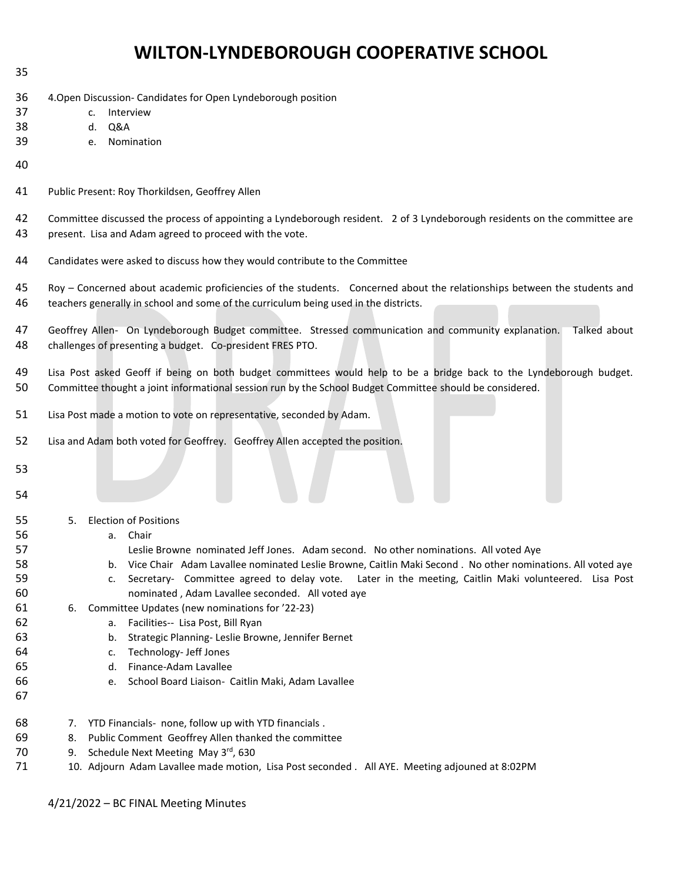4.Open Discussion- Candidates for Open Lyndeborough position

c. Interview
d. Q&A
e. Nomination

Public Present: Roy Thorkildsen, Geoffrey Allen

Committee discussed the process of appointing a Lyndeborough resident. 2 of 3 Lyndeborough residents on the committee are present. Lisa and Adam agreed to proceed with the vote.

Candidates were asked to discuss how they would contribute to the Committee

Roy – Concerned about academic proficiencies of the students. Concerned about the relationships between the students and teachers generally in school and some of the curriculum being used in the districts.

Geoffrey Allen- On Lyndeborough Budget committee. Stressed communication and community explanation. Talked about challenges of presenting a budget. Co-president FRES PTO.

Lisa Post asked Geoff if being on both budget committees would help to be a bridge back to the Lyndeborough budget. Committee thought a joint informational session run by the School Budget Committee should be considered.

Lisa Post made a motion to vote on representative, seconded by Adam.

Lisa and Adam both voted for Geoffrey. Geoffrey Allen accepted the position.

5. Election of Positions
   a. Chair
      Leslie Browne nominated Jeff Jones. Adam second. No other nominations. All voted Aye
   b. Vice Chair Adam Lavallee nominated Leslie Browne, Caitlin Maki Second . No other nominations. All voted aye
   c. Secretary- Committee agreed to delay vote. Later in the meeting, Caitlin Maki volunteered. Lisa Post nominated , Adam Lavallee seconded. All voted aye
6. Committee Updates (new nominations for '22-23)
   a. Facilities-- Lisa Post, Bill Ryan
   b. Strategic Planning- Leslie Browne, Jennifer Bernet
   c. Technology- Jeff Jones
   d. Finance-Adam Lavallee
   e. School Board Liaison- Caitlin Maki, Adam Lavallee
7. YTD Financials- none, follow up with YTD financials .
8. Public Comment Geoffrey Allen thanked the committee
9. Schedule Next Meeting May 3rd, 630
10. Adjourn Adam Lavallee made motion, Lisa Post seconded . All AYE. Meeting adjouned at 8:02PM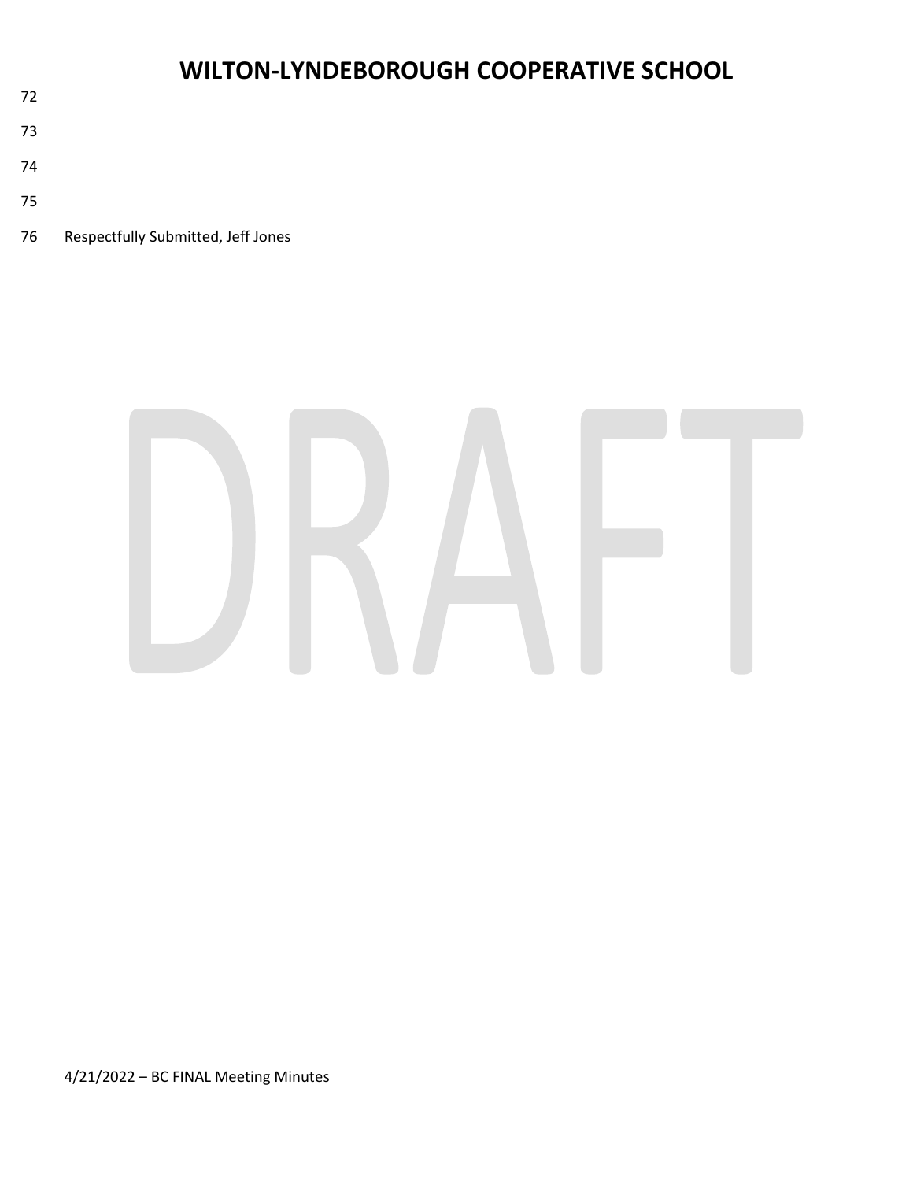Respectfully Submitted, Jeff Jones